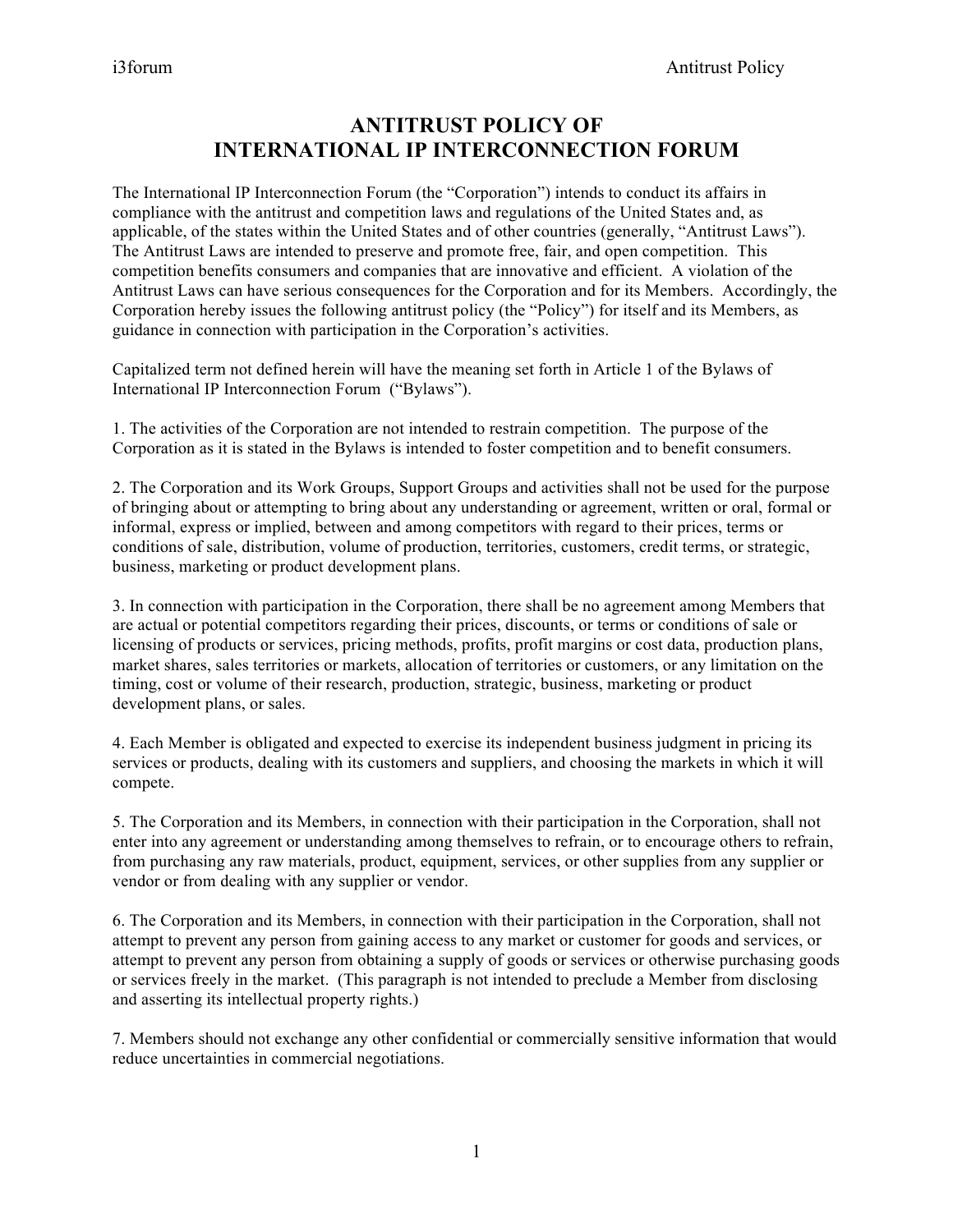# ANTITRUST POLICY OF INTERNATIONAL IP INTERCONNECTION FORUM

The International IP Interconnection Forum (the "Corporation") intends to conduct its affairs in compliance with the antitrust and competition laws and regulations of the United States and, as applicable, of the states within the United States and of other countries (generally, "Antitrust Laws"). The Antitrust Laws are intended to preserve and promote free, fair, and open competition. This competition benefits consumers and companies that are innovative and efficient. A violation of the Antitrust Laws can have serious consequences for the Corporation and for its Members. Accordingly, the Corporation hereby issues the following antitrust policy (the "Policy") for itself and its Members, as guidance in connection with participation in the Corporation's activities.

Capitalized term not defined herein will have the meaning set forth in Article 1 of the Bylaws of International IP Interconnection Forum ("Bylaws").

1. The activities of the Corporation are not intended to restrain competition. The purpose of the Corporation as it is stated in the Bylaws is intended to foster competition and to benefit consumers.

2. The Corporation and its Work Groups, Support Groups and activities shall not be used for the purpose of bringing about or attempting to bring about any understanding or agreement, written or oral, formal or informal, express or implied, between and among competitors with regard to their prices, terms or conditions of sale, distribution, volume of production, territories, customers, credit terms, or strategic, business, marketing or product development plans.

3. In connection with participation in the Corporation, there shall be no agreement among Members that are actual or potential competitors regarding their prices, discounts, or terms or conditions of sale or licensing of products or services, pricing methods, profits, profit margins or cost data, production plans, market shares, sales territories or markets, allocation of territories or customers, or any limitation on the timing, cost or volume of their research, production, strategic, business, marketing or product development plans, or sales.

4. Each Member is obligated and expected to exercise its independent business judgment in pricing its services or products, dealing with its customers and suppliers, and choosing the markets in which it will compete.

5. The Corporation and its Members, in connection with their participation in the Corporation, shall not enter into any agreement or understanding among themselves to refrain, or to encourage others to refrain, from purchasing any raw materials, product, equipment, services, or other supplies from any supplier or vendor or from dealing with any supplier or vendor.

6. The Corporation and its Members, in connection with their participation in the Corporation, shall not attempt to prevent any person from gaining access to any market or customer for goods and services, or attempt to prevent any person from obtaining a supply of goods or services or otherwise purchasing goods or services freely in the market. (This paragraph is not intended to preclude a Member from disclosing and asserting its intellectual property rights.)

7. Members should not exchange any other confidential or commercially sensitive information that would reduce uncertainties in commercial negotiations.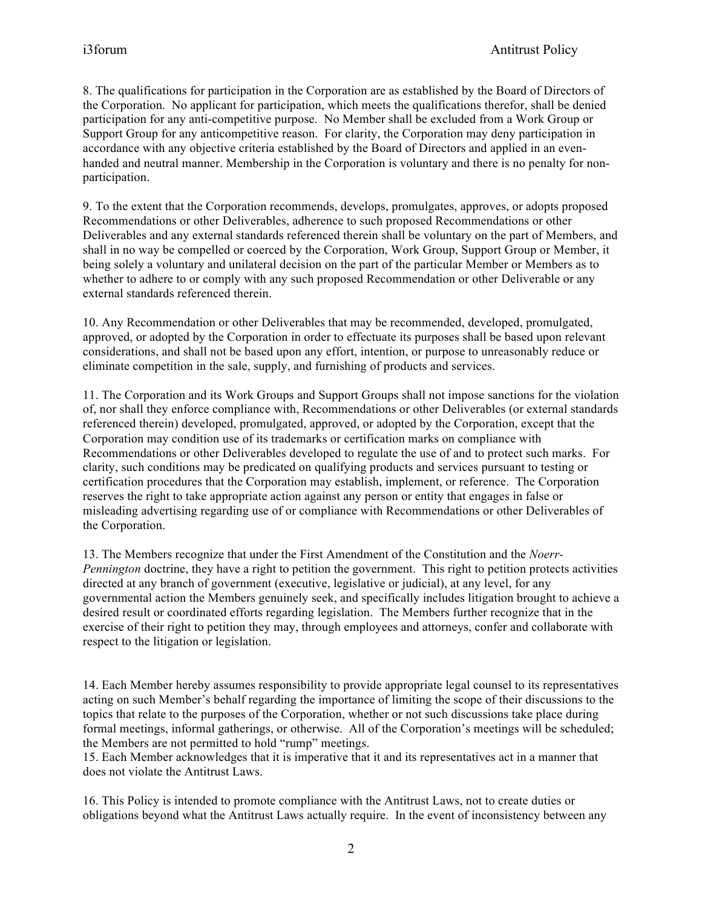8. The qualifications for participation in the Corporation are as established by the Board of Directors of the Corporation. No applicant for participation, which meets the qualifications therefor, shall be denied participation for any anti-competitive purpose. No Member shall be excluded from a Work Group or Support Group for any anticompetitive reason. For clarity, the Corporation may deny participation in accordance with any objective criteria established by the Board of Directors and applied in an even-handed and neutral manner. Membership in the Corporation is voluntary and there is no penalty for non-participation.

9. To the extent that the Corporation recommends, develops, promulgates, approves, or adopts proposed Recommendations or other Deliverables, adherence to such proposed Recommendations or other Deliverables and any external standards referenced therein shall be voluntary on the part of Members, and shall in no way be compelled or coerced by the Corporation, Work Group, Support Group or Member, it being solely a voluntary and unilateral decision on the part of the particular Member or Members as to whether to adhere to or comply with any such proposed Recommendation or other Deliverable or any external standards referenced therein.

10. Any Recommendation or other Deliverables that may be recommended, developed, promulgated, approved, or adopted by the Corporation in order to effectuate its purposes shall be based upon relevant considerations, and shall not be based upon any effort, intention, or purpose to unreasonably reduce or eliminate competition in the sale, supply, and furnishing of products and services.

11. The Corporation and its Work Groups and Support Groups shall not impose sanctions for the violation of, nor shall they enforce compliance with, Recommendations or other Deliverables (or external standards referenced therein) developed, promulgated, approved, or adopted by the Corporation, except that the Corporation may condition use of its trademarks or certification marks on compliance with Recommendations or other Deliverables developed to regulate the use of and to protect such marks. For clarity, such conditions may be predicated on qualifying products and services pursuant to testing or certification procedures that the Corporation may establish, implement, or reference. The Corporation reserves the right to take appropriate action against any person or entity that engages in false or misleading advertising regarding use of or compliance with Recommendations or other Deliverables of the Corporation.

13. The Members recognize that under the First Amendment of the Constitution and the *Noerr-Pennington* doctrine, they have a right to petition the government. This right to petition protects activities directed at any branch of government (executive, legislative or judicial), at any level, for any governmental action the Members genuinely seek, and specifically includes litigation brought to achieve a desired result or coordinated efforts regarding legislation. The Members further recognize that in the exercise of their right to petition they may, through employees and attorneys, confer and collaborate with respect to the litigation or legislation.

14. Each Member hereby assumes responsibility to provide appropriate legal counsel to its representatives acting on such Member's behalf regarding the importance of limiting the scope of their discussions to the topics that relate to the purposes of the Corporation, whether or not such discussions take place during formal meetings, informal gatherings, or otherwise. All of the Corporation's meetings will be scheduled; the Members are not permitted to hold "rump" meetings.

15. Each Member acknowledges that it is imperative that it and its representatives act in a manner that does not violate the Antitrust Laws.

16. This Policy is intended to promote compliance with the Antitrust Laws, not to create duties or obligations beyond what the Antitrust Laws actually require. In the event of inconsistency between any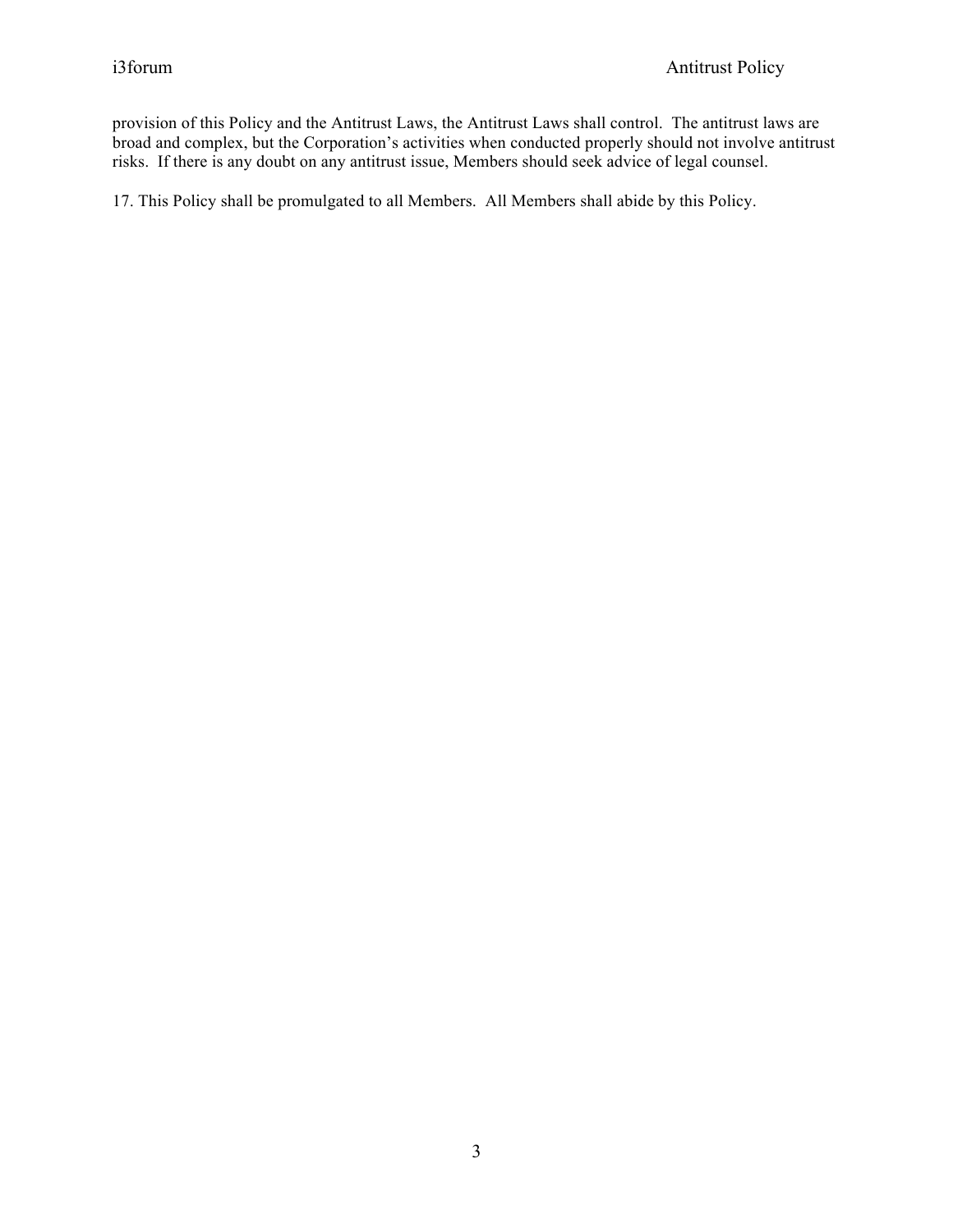provision of this Policy and the Antitrust Laws, the Antitrust Laws shall control. The antitrust laws are broad and complex, but the Corporation's activities when conducted properly should not involve antitrust risks. If there is any doubt on any antitrust issue, Members should seek advice of legal counsel.

17. This Policy shall be promulgated to all Members. All Members shall abide by this Policy.